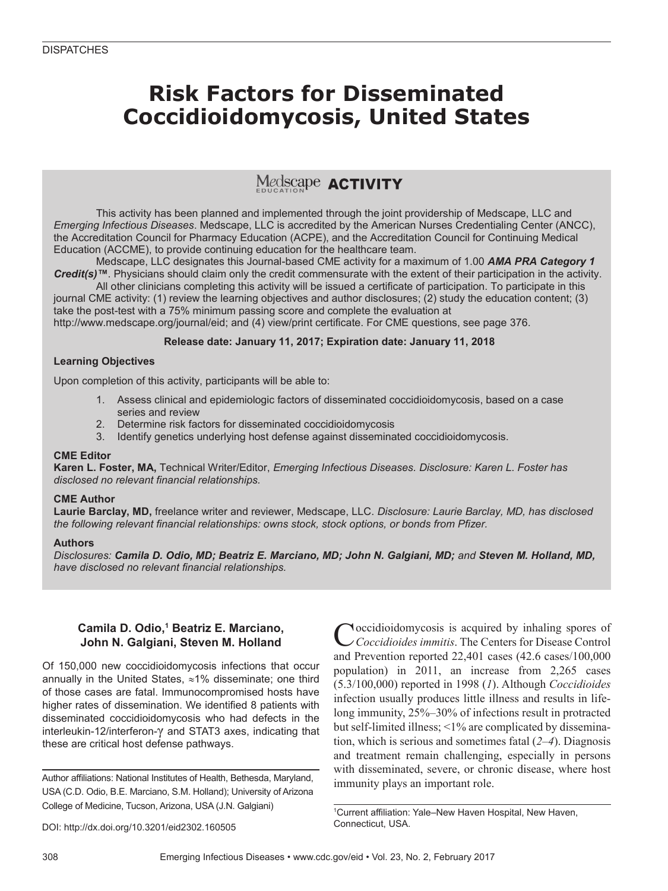DISPATCHES

# Risk Factors for Disseminated Coccidioidomycosis, United States

## Medscape EDUCATION ACTIVITY

This activity has been planned and implemented through the joint providership of Medscape, LLC and *Emerging Infectious Diseases*. Medscape, LLC is accredited by the American Nurses Credentialing Center (ANCC), the Accreditation Council for Pharmacy Education (ACPE), and the Accreditation Council for Continuing Medical Education (ACCME), to provide continuing education for the healthcare team.

Medscape, LLC designates this Journal-based CME activity for a maximum of 1.00 ***AMA PRA Category 1 Credit(s)™***. Physicians should claim only the credit commensurate with the extent of their participation in the activity.

All other clinicians completing this activity will be issued a certificate of participation. To participate in this journal CME activity: (1) review the learning objectives and author disclosures; (2) study the education content; (3) take the post-test with a 75% minimum passing score and complete the evaluation at http://www.medscape.org/journal/eid; and (4) view/print certificate. For CME questions, see page 376.

**Release date: January 11, 2017; Expiration date: January 11, 2018**

### Learning Objectives

Upon completion of this activity, participants will be able to:

1. Assess clinical and epidemiologic factors of disseminated coccidioidomycosis, based on a case series and review
2. Determine risk factors for disseminated coccidioidomycosis
3. Identify genetics underlying host defense against disseminated coccidioidomycosis.

### CME Editor

**Karen L. Foster, MA,** Technical Writer/Editor, *Emerging Infectious Diseases. Disclosure: Karen L. Foster has disclosed no relevant financial relationships.*

### CME Author

**Laurie Barclay, MD,** freelance writer and reviewer, Medscape, LLC. *Disclosure: Laurie Barclay, MD, has disclosed the following relevant financial relationships: owns stock, stock options, or bonds from Pfizer.*

### Authors

*Disclosures:* ***Camila D. Odio, MD; Beatriz E. Marciano, MD; John N. Galgiani, MD;*** *and* ***Steven M. Holland, MD,*** *have disclosed no relevant financial relationships.*

**Camila D. Odio,[1] Beatriz E. Marciano, John N. Galgiani, Steven M. Holland**

Of 150,000 new coccidioidomycosis infections that occur annually in the United States, ≈1% disseminate; one third of those cases are fatal. Immunocompromised hosts have higher rates of dissemination. We identified 8 patients with disseminated coccidioidomycosis who had defects in the interleukin-12/interferon-γ and STAT3 axes, indicating that these are critical host defense pathways.

Author affiliations: National Institutes of Health, Bethesda, Maryland, USA (C.D. Odio, B.E. Marciano, S.M. Holland); University of Arizona College of Medicine, Tucson, Arizona, USA (J.N. Galgiani)

DOI: http://dx.doi.org/10.3201/eid2302.160505

Coccidioidomycosis is acquired by inhaling spores of *Coccidioides immitis*. The Centers for Disease Control and Prevention reported 22,401 cases (42.6 cases/100,000 population) in 2011, an increase from 2,265 cases (5.3/100,000) reported in 1998 (*1*). Although *Coccidioides* infection usually produces little illness and results in lifelong immunity, 25%–30% of infections result in protracted but self-limited illness; <1% are complicated by dissemination, which is serious and sometimes fatal (*2*–*4*). Diagnosis and treatment remain challenging, especially in persons with disseminated, severe, or chronic disease, where host immunity plays an important role.

[1]Current affiliation: Yale–New Haven Hospital, New Haven, Connecticut, USA.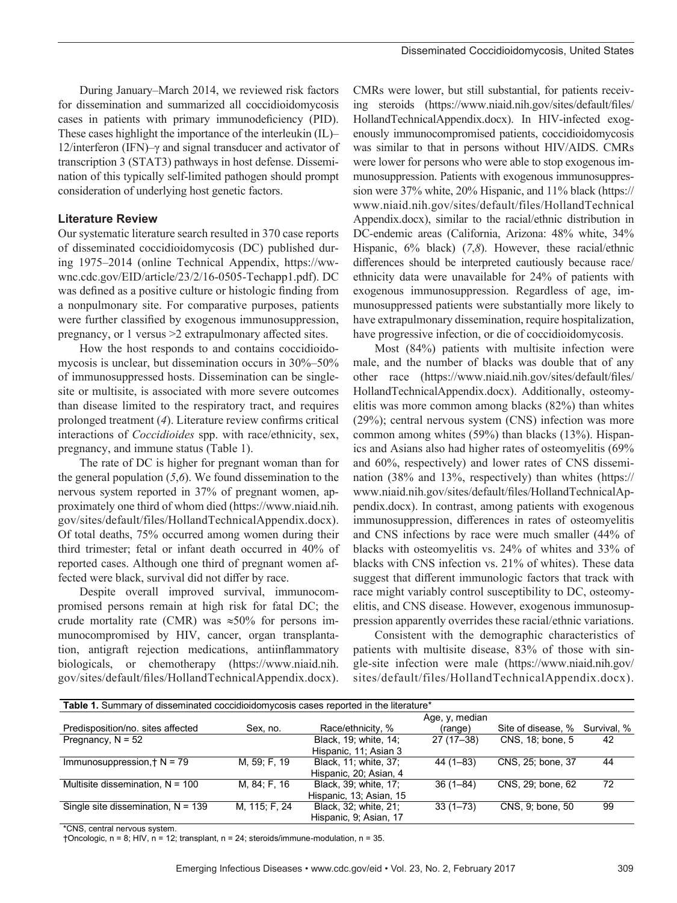During January–March 2014, we reviewed risk factors for dissemination and summarized all coccidioidomycosis cases in patients with primary immunodeficiency (PID). These cases highlight the importance of the interleukin (IL)–12/interferon (IFN)–γ and signal transducer and activator of transcription 3 (STAT3) pathways in host defense. Dissemination of this typically self-limited pathogen should prompt consideration of underlying host genetic factors.

## Literature Review

Our systematic literature search resulted in 370 case reports of disseminated coccidioidomycosis (DC) published during 1975–2014 (online Technical Appendix, https://wwwnc.cdc.gov/EID/article/23/2/16-0505-Techapp1.pdf). DC was defined as a positive culture or histologic finding from a nonpulmonary site. For comparative purposes, patients were further classified by exogenous immunosuppression, pregnancy, or 1 versus >2 extrapulmonary affected sites.

How the host responds to and contains coccidioidomycosis is unclear, but dissemination occurs in 30%–50% of immunosuppressed hosts. Dissemination can be single-site or multisite, is associated with more severe outcomes than disease limited to the respiratory tract, and requires prolonged treatment (*4*). Literature review confirms critical interactions of *Coccidioides* spp. with race/ethnicity, sex, pregnancy, and immune status (Table 1).

The rate of DC is higher for pregnant woman than for the general population (*5*,*6*). We found dissemination to the nervous system reported in 37% of pregnant women, approximately one third of whom died (https://www.niaid.nih.gov/sites/default/files/HollandTechnicalAppendix.docx). Of total deaths, 75% occurred among women during their third trimester; fetal or infant death occurred in 40% of reported cases. Although one third of pregnant women affected were black, survival did not differ by race.

Despite overall improved survival, immunocompromised persons remain at high risk for fatal DC; the crude mortality rate (CMR) was ≈50% for persons immunocompromised by HIV, cancer, organ transplantation, antigraft rejection medications, antiinflammatory biologicals, or chemotherapy (https://www.niaid.nih.gov/sites/default/files/HollandTechnicalAppendix.docx). CMRs were lower, but still substantial, for patients receiving steroids (https://www.niaid.nih.gov/sites/default/files/HollandTechnicalAppendix.docx). In HIV-infected exogenously immunocompromised patients, coccidioidomycosis was similar to that in persons without HIV/AIDS. CMRs were lower for persons who were able to stop exogenous immunosuppression. Patients with exogenous immunosuppression were 37% white, 20% Hispanic, and 11% black (https://www.niaid.nih.gov/sites/default/files/HollandTechnicalAppendix.docx), similar to the racial/ethnic distribution in DC-endemic areas (California, Arizona: 48% white, 34% Hispanic, 6% black) (*7*,*8*). However, these racial/ethnic differences should be interpreted cautiously because race/ethnicity data were unavailable for 24% of patients with exogenous immunosuppression. Regardless of age, immunosuppressed patients were substantially more likely to have extrapulmonary dissemination, require hospitalization, have progressive infection, or die of coccidioidomycosis.

Most (84%) patients with multisite infection were male, and the number of blacks was double that of any other race (https://www.niaid.nih.gov/sites/default/files/HollandTechnicalAppendix.docx). Additionally, osteomyelitis was more common among blacks (82%) than whites (29%); central nervous system (CNS) infection was more common among whites (59%) than blacks (13%). Hispanics and Asians also had higher rates of osteomyelitis (69% and 60%, respectively) and lower rates of CNS dissemination (38% and 13%, respectively) than whites (https://www.niaid.nih.gov/sites/default/files/HollandTechnicalAppendix.docx). In contrast, among patients with exogenous immunosuppression, differences in rates of osteomyelitis and CNS infections by race were much smaller (44% of blacks with osteomyelitis vs. 24% of whites and 33% of blacks with CNS infection vs. 21% of whites). These data suggest that different immunologic factors that track with race might variably control susceptibility to DC, osteomyelitis, and CNS disease. However, exogenous immunosuppression apparently overrides these racial/ethnic variations.

Consistent with the demographic characteristics of patients with multisite disease, 83% of those with single-site infection were male (https://www.niaid.nih.gov/sites/default/files/HollandTechnicalAppendix.docx).

**Table 1.** Summary of disseminated coccidioidomycosis cases reported in the literature*

| Predisposition/no. sites affected | Sex, no. | Race/ethnicity, % | Age, y, median (range) | Site of disease, % | Survival, % |
|---|---|---|---|---|---|
| Pregnancy, N = 52 | | Black, 19; white, 14; Hispanic, 11; Asian 3 | 27 (17–38) | CNS, 18; bone, 5 | 42 |
| Immunosuppression,† N = 79 | M, 59; F, 19 | Black, 11; white, 37; Hispanic, 20; Asian, 4 | 44 (1–83) | CNS, 25; bone, 37 | 44 |
| Multisite dissemination, N = 100 | M, 84; F, 16 | Black, 39; white, 17; Hispanic, 13; Asian, 15 | 36 (1–84) | CNS, 29; bone, 62 | 72 |
| Single site dissemination, N = 139 | M, 115; F, 24 | Black, 32; white, 21; Hispanic, 9; Asian, 17 | 33 (1–73) | CNS, 9; bone, 50 | 99 |

*CNS, central nervous system.
†Oncologic, n = 8; HIV, n = 12; transplant, n = 24; steroids/immune-modulation, n = 35.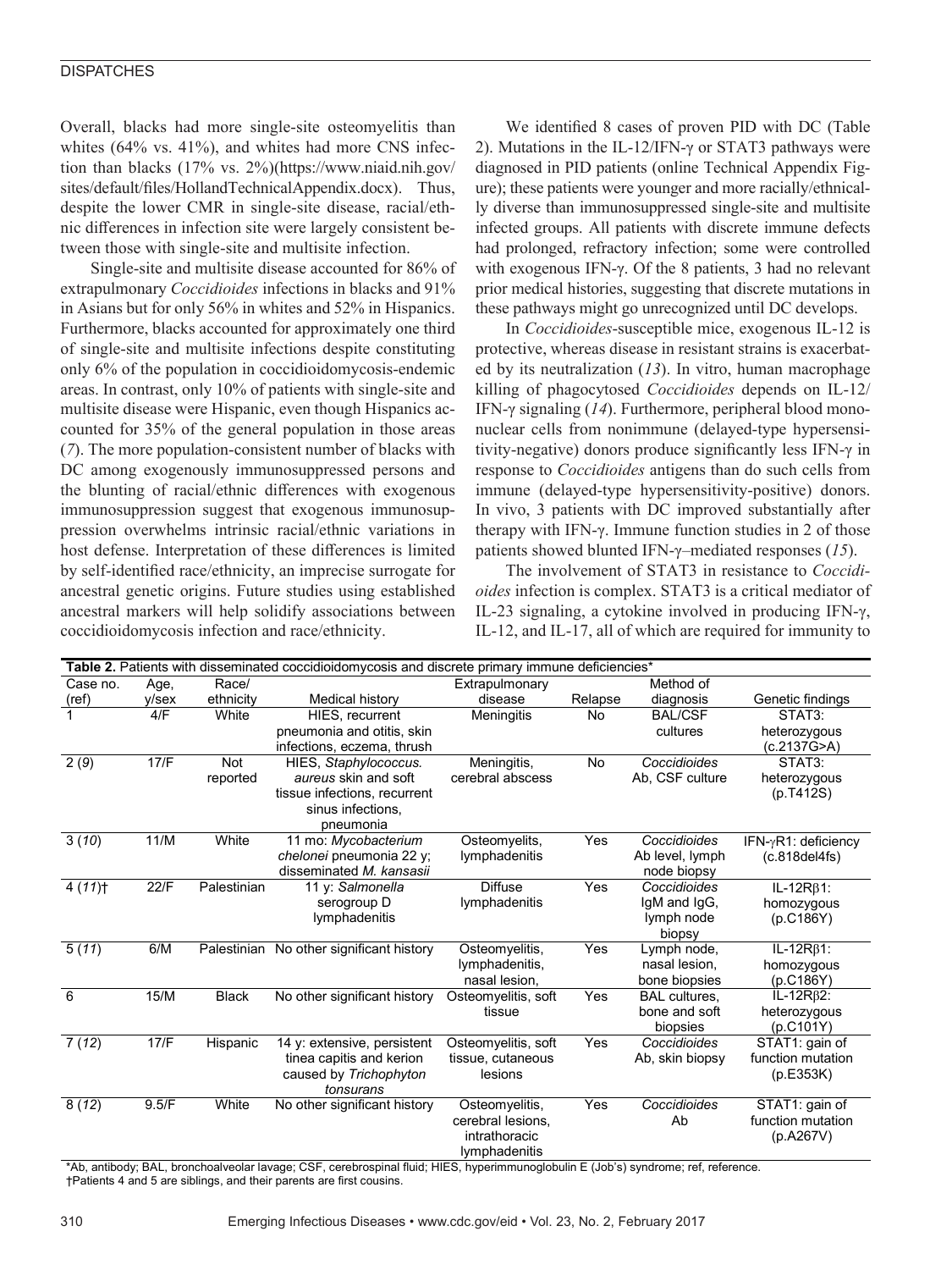Overall, blacks had more single-site osteomyelitis than whites (64% vs. 41%), and whites had more CNS infection than blacks (17% vs. 2%)(https://www.niaid.nih.gov/sites/default/files/HollandTechnicalAppendix.docx). Thus, despite the lower CMR in single-site disease, racial/ethnic differences in infection site were largely consistent between those with single-site and multisite infection.

Single-site and multisite disease accounted for 86% of extrapulmonary *Coccidioides* infections in blacks and 91% in Asians but for only 56% in whites and 52% in Hispanics. Furthermore, blacks accounted for approximately one third of single-site and multisite infections despite constituting only 6% of the population in coccidioidomycosis-endemic areas. In contrast, only 10% of patients with single-site and multisite disease were Hispanic, even though Hispanics accounted for 35% of the general population in those areas (*7*). The more population-consistent number of blacks with DC among exogenously immunosuppressed persons and the blunting of racial/ethnic differences with exogenous immunosuppression suggest that exogenous immunosuppression overwhelms intrinsic racial/ethnic variations in host defense. Interpretation of these differences is limited by self-identified race/ethnicity, an imprecise surrogate for ancestral genetic origins. Future studies using established ancestral markers will help solidify associations between coccidioidomycosis infection and race/ethnicity.

We identified 8 cases of proven PID with DC (Table 2). Mutations in the IL-12/IFN-γ or STAT3 pathways were diagnosed in PID patients (online Technical Appendix Figure); these patients were younger and more racially/ethnically diverse than immunosuppressed single-site and multisite infected groups. All patients with discrete immune defects had prolonged, refractory infection; some were controlled with exogenous IFN-γ. Of the 8 patients, 3 had no relevant prior medical histories, suggesting that discrete mutations in these pathways might go unrecognized until DC develops.

In *Coccidioides*-susceptible mice, exogenous IL-12 is protective, whereas disease in resistant strains is exacerbated by its neutralization (*13*). In vitro, human macrophage killing of phagocytosed *Coccidioides* depends on IL-12/IFN-γ signaling (*14*). Furthermore, peripheral blood mononuclear cells from nonimmune (delayed-type hypersensitivity-negative) donors produce significantly less IFN-γ in response to *Coccidioides* antigens than do such cells from immune (delayed-type hypersensitivity-positive) donors. In vivo, 3 patients with DC improved substantially after therapy with IFN-γ. Immune function studies in 2 of those patients showed blunted IFN-γ–mediated responses (*15*).

The involvement of STAT3 in resistance to *Coccidioides* infection is complex. STAT3 is a critical mediator of IL-23 signaling, a cytokine involved in producing IFN-γ, IL-12, and IL-17, all of which are required for immunity to

**Table 2.** Patients with disseminated coccidioidomycosis and discrete primary immune deficiencies*

| Case no. (ref) | Age, y/sex | Race/ ethnicity | Medical history | Extrapulmonary disease | Relapse | Method of diagnosis | Genetic findings |
|---|---|---|---|---|---|---|---|
| 1 | 4/F | White | HIES, recurrent pneumonia and otitis, skin infections, eczema, thrush | Meningitis | No | BAL/CSF cultures | STAT3: heterozygous (c.2137G>A) |
| 2 (*9*) | 17/F | Not reported | HIES, *Staphylococcus. aureus* skin and soft tissue infections, recurrent sinus infections, pneumonia | Meningitis, cerebral abscess | No | *Coccidioides* Ab, CSF culture | STAT3: heterozygous (p.T412S) |
| 3 (*10*) | 11/M | White | 11 mo: *Mycobacterium chelonei* pneumonia 22 y; disseminated *M. kansasii* | Osteomyelits, lymphadenitis | Yes | *Coccidioides* Ab level, lymph node biopsy | IFN-γR1: deficiency (c.818del4fs) |
| 4 (*11*)† | 22/F | Palestinian | 11 y: *Salmonella* serogroup D lymphadenitis | Diffuse lymphadenitis | Yes | *Coccidioides* IgM and IgG, lymph node biopsy | IL-12Rβ1: homozygous (p.C186Y) |
| 5 (*11*) | 6/M | Palestinian | No other significant history | Osteomyelitis, lymphadenitis, nasal lesion, | Yes | Lymph node, nasal lesion, bone biopsies | IL-12Rβ1: homozygous (p.C186Y) |
| 6 | 15/M | Black | No other significant history | Osteomyelitis, soft tissue | Yes | BAL cultures, bone and soft biopsies | IL-12Rβ2: heterozygous (p.C101Y) |
| 7 (*12*) | 17/F | Hispanic | 14 y: extensive, persistent tinea capitis and kerion caused by *Trichophyton tonsurans* | Osteomyelitis, soft tissue, cutaneous lesions | Yes | *Coccidioides* Ab, skin biopsy | STAT1: gain of function mutation (p.E353K) |
| 8 (*12*) | 9.5/F | White | No other significant history | Osteomyelitis, cerebral lesions, intrathoracic lymphadenitis | Yes | *Coccidioides* Ab | STAT1: gain of function mutation (p.A267V) |

*Ab, antibody; BAL, bronchoalveolar lavage; CSF, cerebrospinal fluid; HIES, hyperimmunoglobulin E (Job's) syndrome; ref, reference.
†Patients 4 and 5 are siblings, and their parents are first cousins.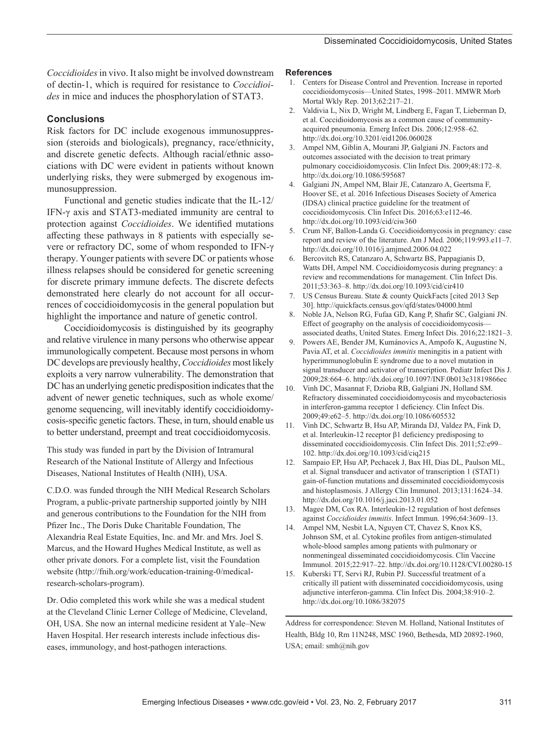*Coccidioides* in vivo. It also might be involved downstream of dectin-1, which is required for resistance to *Coccidioides* in mice and induces the phosphorylation of STAT3.

## Conclusions

Risk factors for DC include exogenous immunosuppression (steroids and biologicals), pregnancy, race/ethnicity, and discrete genetic defects. Although racial/ethnic associations with DC were evident in patients without known underlying risks, they were submerged by exogenous immunosuppression.

Functional and genetic studies indicate that the IL-12/IFN-γ axis and STAT3-mediated immunity are central to protection against *Coccidioides*. We identified mutations affecting these pathways in 8 patients with especially severe or refractory DC, some of whom responded to IFN-γ therapy. Younger patients with severe DC or patients whose illness relapses should be considered for genetic screening for discrete primary immune defects. The discrete defects demonstrated here clearly do not account for all occurrences of coccidioidomycosis in the general population but highlight the importance and nature of genetic control.

Coccidioidomycosis is distinguished by its geography and relative virulence in many persons who otherwise appear immunologically competent. Because most persons in whom DC develops are previously healthy, *Coccidioides* most likely exploits a very narrow vulnerability. The demonstration that DC has an underlying genetic predisposition indicates that the advent of newer genetic techniques, such as whole exome/genome sequencing, will inevitably identify coccidioidomycosis-specific genetic factors. These, in turn, should enable us to better understand, preempt and treat coccidioidomycosis.

This study was funded in part by the Division of Intramural Research of the National Institute of Allergy and Infectious Diseases, National Institutes of Health (NIH), USA.

C.D.O. was funded through the NIH Medical Research Scholars Program, a public-private partnership supported jointly by NIH and generous contributions to the Foundation for the NIH from Pfizer Inc., The Doris Duke Charitable Foundation, The Alexandria Real Estate Equities, Inc. and Mr. and Mrs. Joel S. Marcus, and the Howard Hughes Medical Institute, as well as other private donors. For a complete list, visit the Foundation website (http://fnih.org/work/education-training-0/medical-research-scholars-program).

Dr. Odio completed this work while she was a medical student at the Cleveland Clinic Lerner College of Medicine, Cleveland, OH, USA. She now an internal medicine resident at Yale–New Haven Hospital. Her research interests include infectious diseases, immunology, and host-pathogen interactions.

### References

1. Centers for Disease Control and Prevention. Increase in reported coccidioidomycosis—United States, 1998–2011. MMWR Morb Mortal Wkly Rep. 2013;62:217–21.
2. Valdivia L, Nix D, Wright M, Lindberg E, Fagan T, Lieberman D, et al. Coccidioidomycosis as a common cause of community-acquired pneumonia. Emerg Infect Dis. 2006;12:958–62. http://dx.doi.org/10.3201/eid1206.060028
3. Ampel NM, Giblin A, Mourani JP, Galgiani JN. Factors and outcomes associated with the decision to treat primary pulmonary coccidioidomycosis. Clin Infect Dis. 2009;48:172–8. http://dx.doi.org/10.1086/595687
4. Galgiani JN, Ampel NM, Blair JE, Catanzaro A, Geertsma F, Hoover SE, et al. 2016 Infectious Diseases Society of America (IDSA) clinical practice guideline for the treatment of coccidioidomycosis. Clin Infect Dis. 2016;63:e112-46. http://dx.doi.org/10.1093/cid/ciw360
5. Crum NF, Ballon-Landa G. Coccidioidomycosis in pregnancy: case report and review of the literature. Am J Med. 2006;119:993.e11–7. http://dx.doi.org/10.1016/j.amjmed.2006.04.022
6. Bercovitch RS, Catanzaro A, Schwartz BS, Pappagianis D, Watts DH, Ampel NM. Coccidioidomycosis during pregnancy: a review and recommendations for management. Clin Infect Dis. 2011;53:363–8. http://dx.doi.org/10.1093/cid/cir410
7. US Census Bureau. State & county QuickFacts [cited 2013 Sep 30]. http://quickfacts.census.gov/qfd/states/04000.html
8. Noble JA, Nelson RG, Fufaa GD, Kang P, Shafir SC, Galgiani JN. Effect of geography on the analysis of coccidioidomycosis—associated deaths, United States. Emerg Infect Dis. 2016;22:1821–3.
9. Powers AE, Bender JM, Kumánovics A, Ampofo K, Augustine N, Pavia AT, et al. *Coccidioides immitis* meningitis in a patient with hyperimmunoglobulin E syndrome due to a novel mutation in signal transducer and activator of transcription. Pediatr Infect Dis J. 2009;28:664–6. http://dx.doi.org/10.1097/INF.0b013e31819866ec
10. Vinh DC, Masannat F, Dzioba RB, Galgiani JN, Holland SM. Refractory disseminated coccidioidomycosis and mycobacteriosis in interferon-gamma receptor 1 deficiency. Clin Infect Dis. 2009;49:e62–5. http://dx.doi.org/10.1086/605532
11. Vinh DC, Schwartz B, Hsu AP, Miranda DJ, Valdez PA, Fink D, et al. Interleukin-12 receptor β1 deficiency predisposing to disseminated coccidioidomycosis. Clin Infect Dis. 2011;52:e99–102. http://dx.doi.org/10.1093/cid/ciq215
12. Sampaio EP, Hsu AP, Pechacek J, Bax HI, Dias DL, Paulson ML, et al. Signal transducer and activator of transcription 1 (STAT1) gain-of-function mutations and disseminated coccidioidomycosis and histoplasmosis. J Allergy Clin Immunol. 2013;131:1624–34. http://dx.doi.org/10.1016/j.jaci.2013.01.052
13. Magee DM, Cox RA. Interleukin-12 regulation of host defenses against *Coccidioides immitis*. Infect Immun. 1996;64:3609–13.
14. Ampel NM, Nesbit LA, Nguyen CT, Chavez S, Knox KS, Johnson SM, et al. Cytokine profiles from antigen-stimulated whole-blood samples among patients with pulmonary or nonmeningeal disseminated coccidioidomycosis. Clin Vaccine Immunol. 2015;22:917–22. http://dx.doi.org/10.1128/CVI.00280-15
15. Kuberski TT, Servi RJ, Rubin PJ. Successful treatment of a critically ill patient with disseminated coccidioidomycosis, using adjunctive interferon-gamma. Clin Infect Dis. 2004;38:910–2. http://dx.doi.org/10.1086/382075

Address for correspondence: Steven M. Holland, National Institutes of Health, Bldg 10, Rm 11N248, MSC 1960, Bethesda, MD 20892-1960, USA; email: smh@nih.gov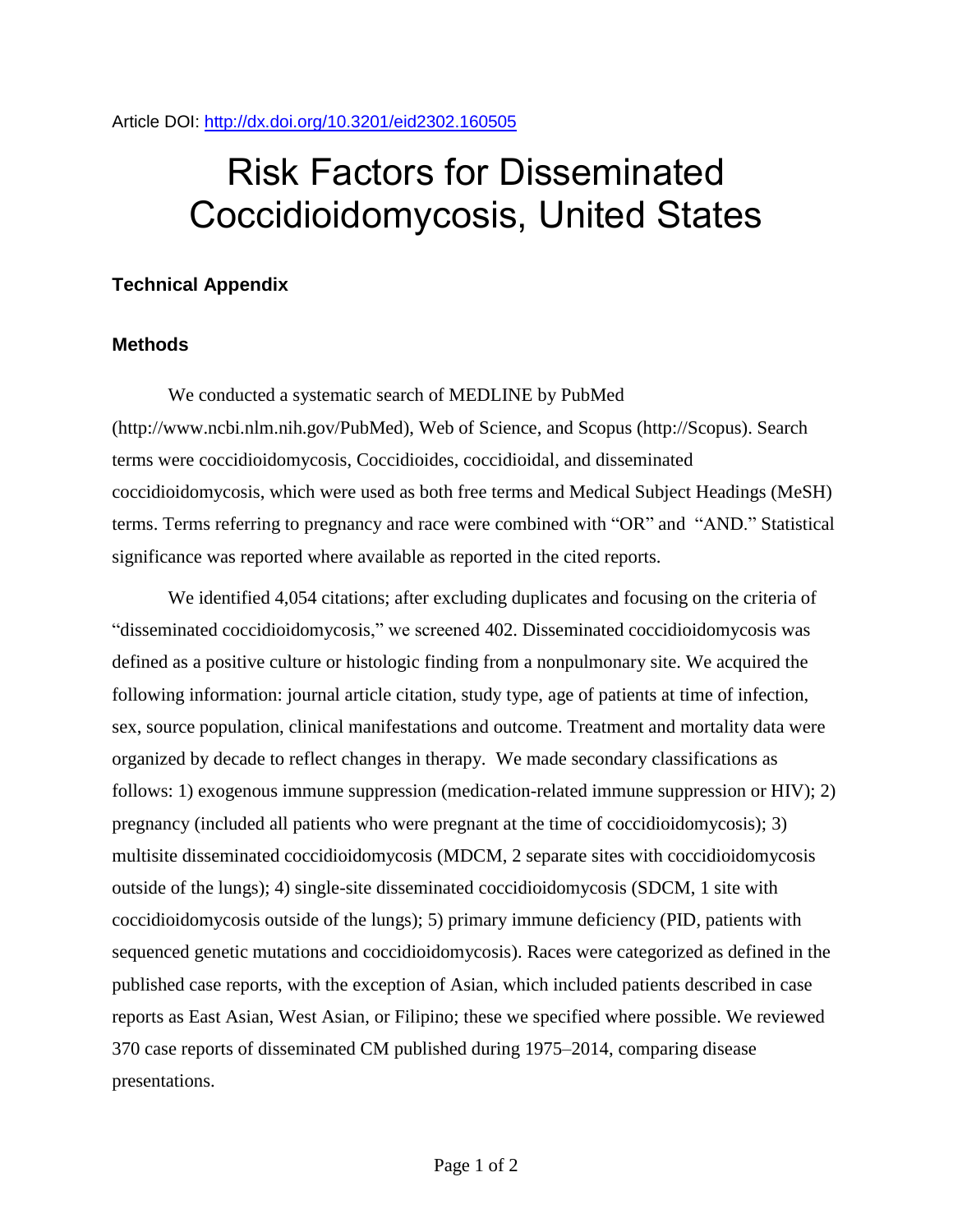Article DOI: http://dx.doi.org/10.3201/eid2302.160505

# Risk Factors for Disseminated Coccidioidomycosis, United States

### Technical Appendix

### Methods

We conducted a systematic search of MEDLINE by PubMed (http://www.ncbi.nlm.nih.gov/PubMed), Web of Science, and Scopus (http://Scopus). Search terms were coccidioidomycosis, Coccidioides, coccidioidal, and disseminated coccidioidomycosis, which were used as both free terms and Medical Subject Headings (MeSH) terms. Terms referring to pregnancy and race were combined with "OR" and "AND." Statistical significance was reported where available as reported in the cited reports.

We identified 4,054 citations; after excluding duplicates and focusing on the criteria of "disseminated coccidioidomycosis," we screened 402. Disseminated coccidioidomycosis was defined as a positive culture or histologic finding from a nonpulmonary site. We acquired the following information: journal article citation, study type, age of patients at time of infection, sex, source population, clinical manifestations and outcome. Treatment and mortality data were organized by decade to reflect changes in therapy. We made secondary classifications as follows: 1) exogenous immune suppression (medication-related immune suppression or HIV); 2) pregnancy (included all patients who were pregnant at the time of coccidioidomycosis); 3) multisite disseminated coccidioidomycosis (MDCM, 2 separate sites with coccidioidomycosis outside of the lungs); 4) single-site disseminated coccidioidomycosis (SDCM, 1 site with coccidioidomycosis outside of the lungs); 5) primary immune deficiency (PID, patients with sequenced genetic mutations and coccidioidomycosis). Races were categorized as defined in the published case reports, with the exception of Asian, which included patients described in case reports as East Asian, West Asian, or Filipino; these we specified where possible. We reviewed 370 case reports of disseminated CM published during 1975–2014, comparing disease presentations.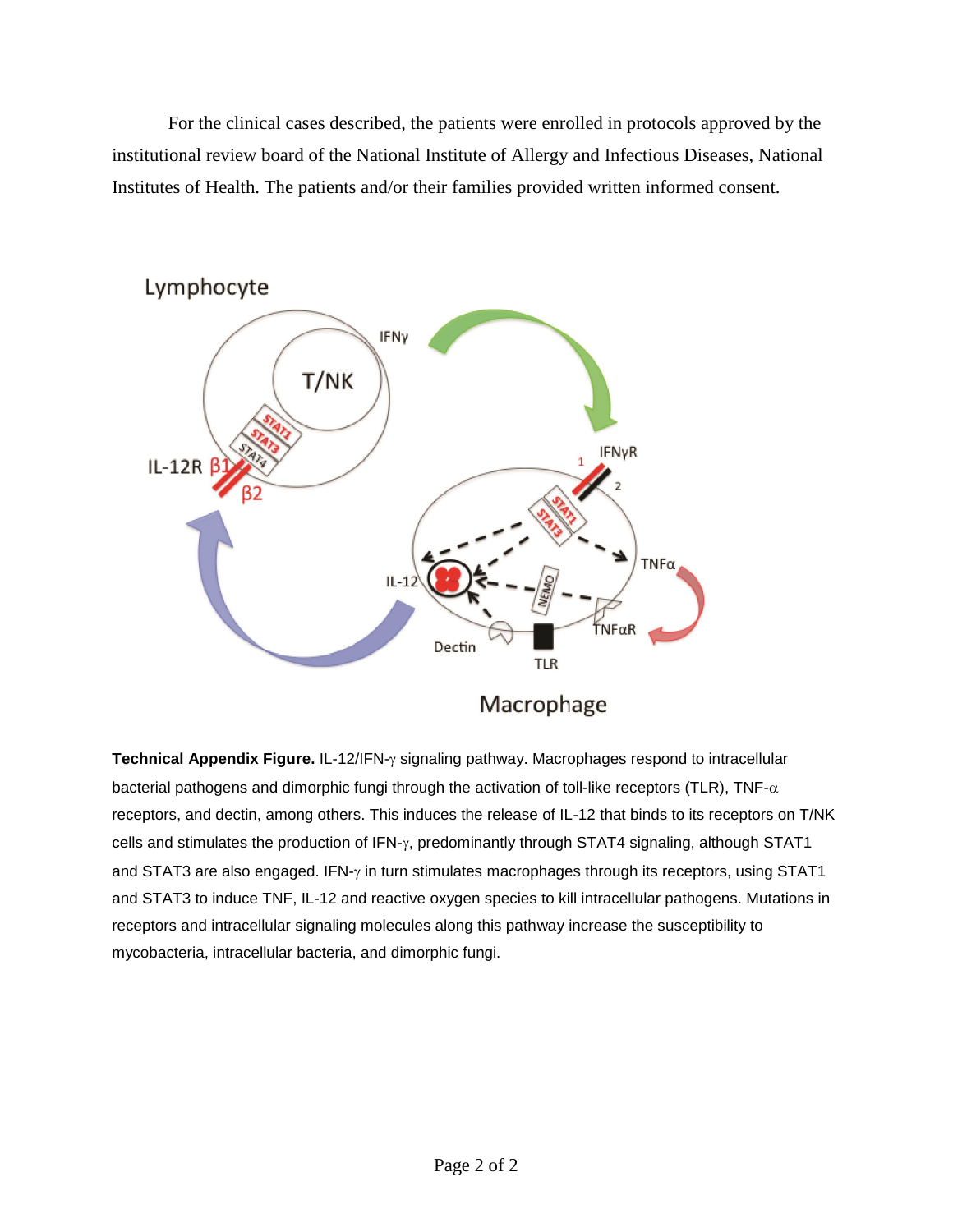For the clinical cases described, the patients were enrolled in protocols approved by the institutional review board of the National Institute of Allergy and Infectious Diseases, National Institutes of Health. The patients and/or their families provided written informed consent.

Lymphocyte

T/NK

IFNγ

STAT1

STAT3

STAT4

IL-12R β1

β2

IFNγR

1

2

STAT1

STAT3

TNFα

IL-12

NEMO

TNFαR

Dectin

TLR

Macrophage

**Technical Appendix Figure.** IL-12/IFN-γ signaling pathway. Macrophages respond to intracellular bacterial pathogens and dimorphic fungi through the activation of toll-like receptors (TLR), TNF-α receptors, and dectin, among others. This induces the release of IL-12 that binds to its receptors on T/NK cells and stimulates the production of IFN-γ, predominantly through STAT4 signaling, although STAT1 and STAT3 are also engaged. IFN-γ in turn stimulates macrophages through its receptors, using STAT1 and STAT3 to induce TNF, IL-12 and reactive oxygen species to kill intracellular pathogens. Mutations in receptors and intracellular signaling molecules along this pathway increase the susceptibility to mycobacteria, intracellular bacteria, and dimorphic fungi.